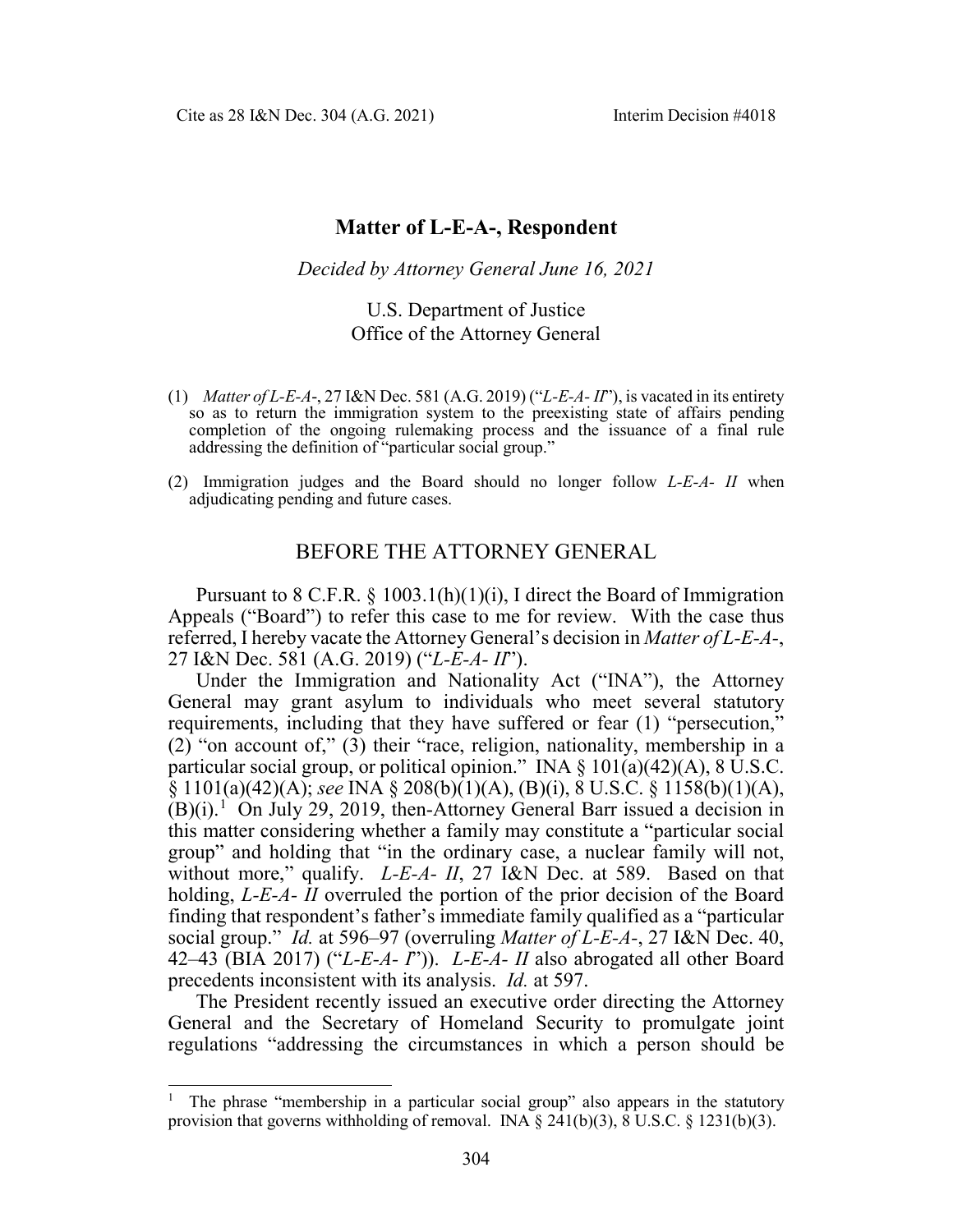# Matter of L-E-A-, Respondent

*Decided by Attorney General June 16, 2021*

U.S. Department of Justice
Office of the Attorney General

(1) *Matter of L-E-A-*, 27 I&N Dec. 581 (A.G. 2019) ("*L-E-A- II*"), is vacated in its entirety so as to return the immigration system to the preexisting state of affairs pending completion of the ongoing rulemaking process and the issuance of a final rule addressing the definition of "particular social group."

(2) Immigration judges and the Board should no longer follow *L-E-A- II* when adjudicating pending and future cases.

## BEFORE THE ATTORNEY GENERAL

Pursuant to 8 C.F.R. § 1003.1(h)(1)(i), I direct the Board of Immigration Appeals ("Board") to refer this case to me for review. With the case thus referred, I hereby vacate the Attorney General's decision in *Matter of L-E-A-*, 27 I&N Dec. 581 (A.G. 2019) ("*L-E-A- II*").

Under the Immigration and Nationality Act ("INA"), the Attorney General may grant asylum to individuals who meet several statutory requirements, including that they have suffered or fear (1) "persecution," (2) "on account of," (3) their "race, religion, nationality, membership in a particular social group, or political opinion." INA § 101(a)(42)(A), 8 U.S.C. § 1101(a)(42)(A); *see* INA § 208(b)(1)(A), (B)(i), 8 U.S.C. § 1158(b)(1)(A), (B)(i).[1] On July 29, 2019, then-Attorney General Barr issued a decision in this matter considering whether a family may constitute a "particular social group" and holding that "in the ordinary case, a nuclear family will not, without more," qualify. *L-E-A- II*, 27 I&N Dec. at 589. Based on that holding, *L-E-A- II* overruled the portion of the prior decision of the Board finding that respondent's father's immediate family qualified as a "particular social group." *Id.* at 596–97 (overruling *Matter of L-E-A-*, 27 I&N Dec. 40, 42–43 (BIA 2017) ("*L-E-A- I*")). *L-E-A- II* also abrogated all other Board precedents inconsistent with its analysis. *Id.* at 597.

The President recently issued an executive order directing the Attorney General and the Secretary of Homeland Security to promulgate joint regulations "addressing the circumstances in which a person should be

[1] The phrase "membership in a particular social group" also appears in the statutory provision that governs withholding of removal. INA § 241(b)(3), 8 U.S.C. § 1231(b)(3).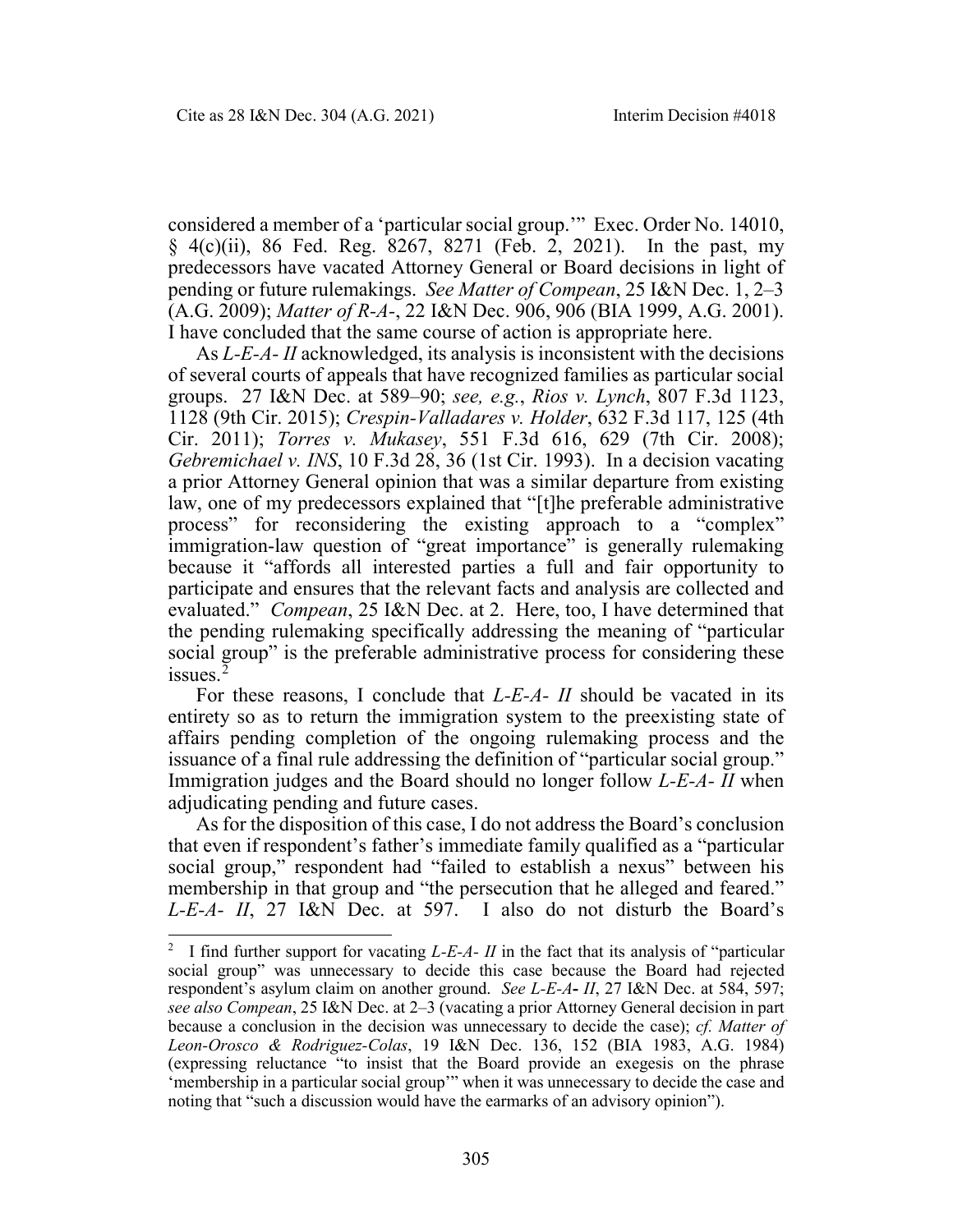considered a member of a 'particular social group.'" Exec. Order No. 14010, § 4(c)(ii), 86 Fed. Reg. 8267, 8271 (Feb. 2, 2021). In the past, my predecessors have vacated Attorney General or Board decisions in light of pending or future rulemakings. *See Matter of Compean*, 25 I&N Dec. 1, 2–3 (A.G. 2009); *Matter of R-A-*, 22 I&N Dec. 906, 906 (BIA 1999, A.G. 2001). I have concluded that the same course of action is appropriate here.

As *L-E-A- II* acknowledged, its analysis is inconsistent with the decisions of several courts of appeals that have recognized families as particular social groups. 27 I&N Dec. at 589–90; *see, e.g.*, *Rios v. Lynch*, 807 F.3d 1123, 1128 (9th Cir. 2015); *Crespin-Valladares v. Holder*, 632 F.3d 117, 125 (4th Cir. 2011); *Torres v. Mukasey*, 551 F.3d 616, 629 (7th Cir. 2008); *Gebremichael v. INS*, 10 F.3d 28, 36 (1st Cir. 1993). In a decision vacating a prior Attorney General opinion that was a similar departure from existing law, one of my predecessors explained that "[t]he preferable administrative process" for reconsidering the existing approach to a "complex" immigration-law question of "great importance" is generally rulemaking because it "affords all interested parties a full and fair opportunity to participate and ensures that the relevant facts and analysis are collected and evaluated." *Compean*, 25 I&N Dec. at 2. Here, too, I have determined that the pending rulemaking specifically addressing the meaning of "particular social group" is the preferable administrative process for considering these issues.[2]

For these reasons, I conclude that *L-E-A- II* should be vacated in its entirety so as to return the immigration system to the preexisting state of affairs pending completion of the ongoing rulemaking process and the issuance of a final rule addressing the definition of "particular social group." Immigration judges and the Board should no longer follow *L-E-A- II* when adjudicating pending and future cases.

As for the disposition of this case, I do not address the Board's conclusion that even if respondent's father's immediate family qualified as a "particular social group," respondent had "failed to establish a nexus" between his membership in that group and "the persecution that he alleged and feared." *L-E-A- II*, 27 I&N Dec. at 597. I also do not disturb the Board's

---

[2] I find further support for vacating *L-E-A- II* in the fact that its analysis of "particular social group" was unnecessary to decide this case because the Board had rejected respondent's asylum claim on another ground. *See L-E-A- II*, 27 I&N Dec. at 584, 597; *see also Compean*, 25 I&N Dec. at 2–3 (vacating a prior Attorney General decision in part because a conclusion in the decision was unnecessary to decide the case); *cf. Matter of Leon-Orosco & Rodriguez-Colas*, 19 I&N Dec. 136, 152 (BIA 1983, A.G. 1984) (expressing reluctance "to insist that the Board provide an exegesis on the phrase 'membership in a particular social group'" when it was unnecessary to decide the case and noting that "such a discussion would have the earmarks of an advisory opinion").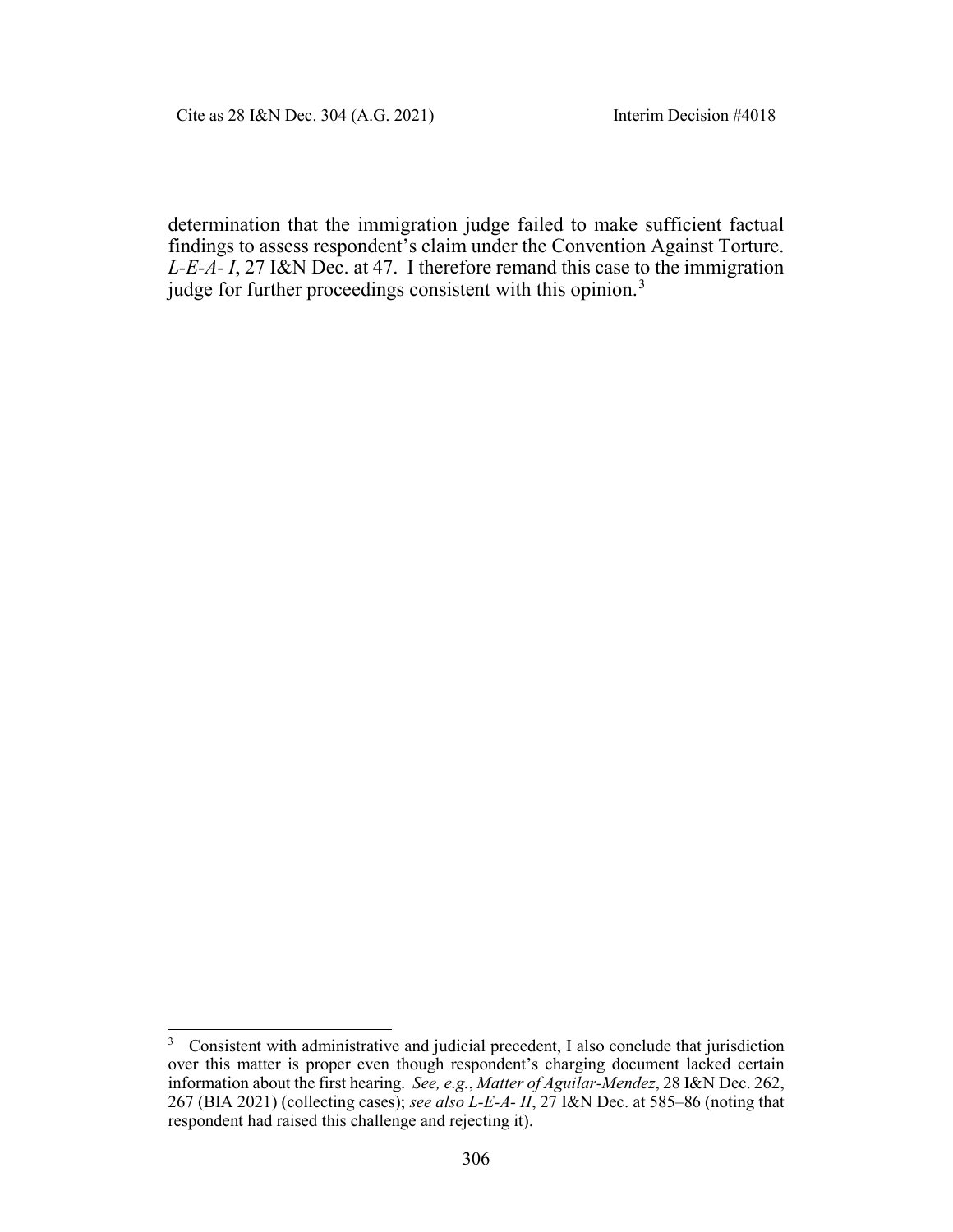determination that the immigration judge failed to make sufficient factual findings to assess respondent's claim under the Convention Against Torture. *L-E-A- I*, 27 I&N Dec. at 47. I therefore remand this case to the immigration judge for further proceedings consistent with this opinion.[3]

---

[3] Consistent with administrative and judicial precedent, I also conclude that jurisdiction over this matter is proper even though respondent's charging document lacked certain information about the first hearing. *See, e.g.*, *Matter of Aguilar-Mendez*, 28 I&N Dec. 262, 267 (BIA 2021) (collecting cases); *see also L-E-A- II*, 27 I&N Dec. at 585–86 (noting that respondent had raised this challenge and rejecting it).